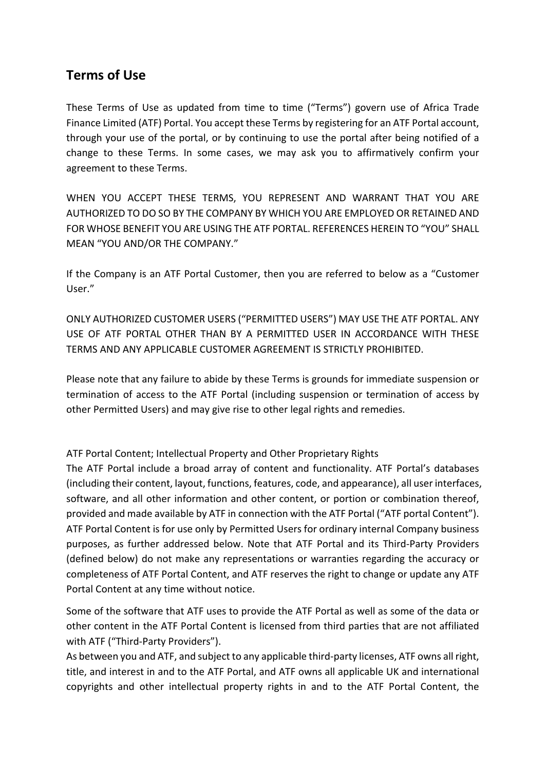## Terms of Use

These Terms of Use as updated from time to time ("Terms") govern use of Africa Trade Finance Limited (ATF) Portal. You accept these Terms by registering for an ATF Portal account, through your use of the portal, or by continuing to use the portal after being notified of a change to these Terms. In some cases, we may ask you to affirmatively confirm your agreement to these Terms.

WHEN YOU ACCEPT THESE TERMS, YOU REPRESENT AND WARRANT THAT YOU ARE AUTHORIZED TO DO SO BY THE COMPANY BY WHICH YOU ARE EMPLOYED OR RETAINED AND FOR WHOSE BENEFIT YOU ARE USING THE ATF PORTAL. REFERENCES HEREIN TO "YOU" SHALL MEAN "YOU AND/OR THE COMPANY."

If the Company is an ATF Portal Customer, then you are referred to below as a "Customer User."

ONLY AUTHORIZED CUSTOMER USERS ("PERMITTED USERS") MAY USE THE ATF PORTAL. ANY USE OF ATF PORTAL OTHER THAN BY A PERMITTED USER IN ACCORDANCE WITH THESE TERMS AND ANY APPLICABLE CUSTOMER AGREEMENT IS STRICTLY PROHIBITED.

Please note that any failure to abide by these Terms is grounds for immediate suspension or termination of access to the ATF Portal (including suspension or termination of access by other Permitted Users) and may give rise to other legal rights and remedies.

ATF Portal Content; Intellectual Property and Other Proprietary Rights

The ATF Portal include a broad array of content and functionality. ATF Portal's databases (including their content, layout, functions, features, code, and appearance), all user interfaces, software, and all other information and other content, or portion or combination thereof, provided and made available by ATF in connection with the ATF Portal ("ATF portal Content"). ATF Portal Content is for use only by Permitted Users for ordinary internal Company business purposes, as further addressed below. Note that ATF Portal and its Third-Party Providers (defined below) do not make any representations or warranties regarding the accuracy or completeness of ATF Portal Content, and ATF reserves the right to change or update any ATF Portal Content at any time without notice.

Some of the software that ATF uses to provide the ATF Portal as well as some of the data or other content in the ATF Portal Content is licensed from third parties that are not affiliated with ATF ("Third-Party Providers").

As between you and ATF, and subject to any applicable third-party licenses, ATF owns all right, title, and interest in and to the ATF Portal, and ATF owns all applicable UK and international copyrights and other intellectual property rights in and to the ATF Portal Content, the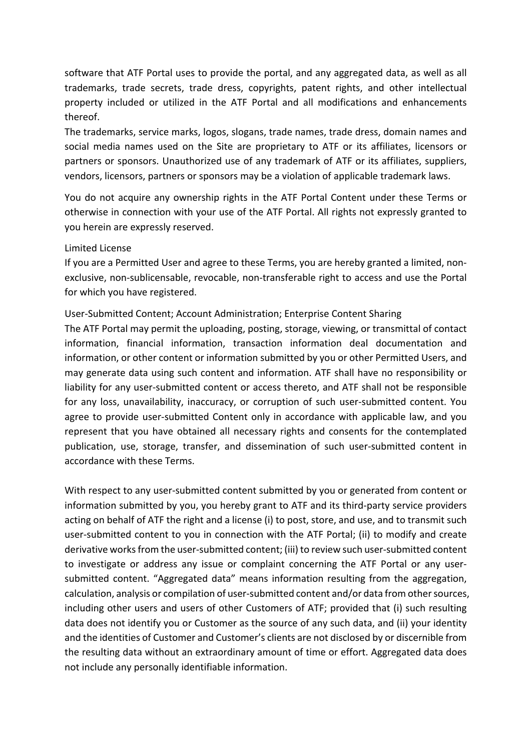software that ATF Portal uses to provide the portal, and any aggregated data, as well as all trademarks, trade secrets, trade dress, copyrights, patent rights, and other intellectual property included or utilized in the ATF Portal and all modifications and enhancements thereof.

The trademarks, service marks, logos, slogans, trade names, trade dress, domain names and social media names used on the Site are proprietary to ATF or its affiliates, licensors or partners or sponsors. Unauthorized use of any trademark of ATF or its affiliates, suppliers, vendors, licensors, partners or sponsors may be a violation of applicable trademark laws.

You do not acquire any ownership rights in the ATF Portal Content under these Terms or otherwise in connection with your use of the ATF Portal. All rights not expressly granted to you herein are expressly reserved.

Limited License

If you are a Permitted User and agree to these Terms, you are hereby granted a limited, non-exclusive, non-sublicensable, revocable, non-transferable right to access and use the Portal for which you have registered.

User-Submitted Content; Account Administration; Enterprise Content Sharing

The ATF Portal may permit the uploading, posting, storage, viewing, or transmittal of contact information, financial information, transaction information deal documentation and information, or other content or information submitted by you or other Permitted Users, and may generate data using such content and information. ATF shall have no responsibility or liability for any user-submitted content or access thereto, and ATF shall not be responsible for any loss, unavailability, inaccuracy, or corruption of such user-submitted content. You agree to provide user-submitted Content only in accordance with applicable law, and you represent that you have obtained all necessary rights and consents for the contemplated publication, use, storage, transfer, and dissemination of such user-submitted content in accordance with these Terms.

With respect to any user-submitted content submitted by you or generated from content or information submitted by you, you hereby grant to ATF and its third-party service providers acting on behalf of ATF the right and a license (i) to post, store, and use, and to transmit such user-submitted content to you in connection with the ATF Portal; (ii) to modify and create derivative works from the user-submitted content; (iii) to review such user-submitted content to investigate or address any issue or complaint concerning the ATF Portal or any user-submitted content. "Aggregated data" means information resulting from the aggregation, calculation, analysis or compilation of user-submitted content and/or data from other sources, including other users and users of other Customers of ATF; provided that (i) such resulting data does not identify you or Customer as the source of any such data, and (ii) your identity and the identities of Customer and Customer's clients are not disclosed by or discernible from the resulting data without an extraordinary amount of time or effort. Aggregated data does not include any personally identifiable information.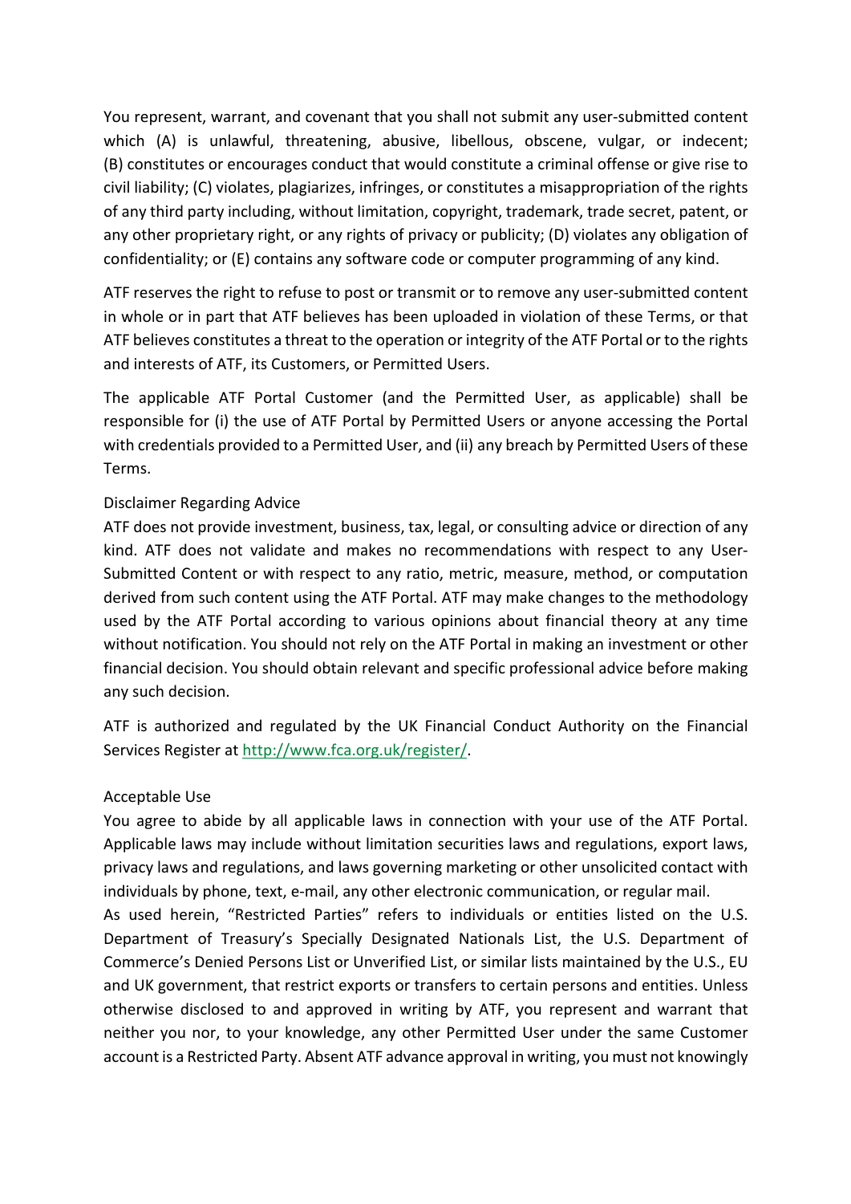You represent, warrant, and covenant that you shall not submit any user-submitted content which (A) is unlawful, threatening, abusive, libellous, obscene, vulgar, or indecent; (B) constitutes or encourages conduct that would constitute a criminal offense or give rise to civil liability; (C) violates, plagiarizes, infringes, or constitutes a misappropriation of the rights of any third party including, without limitation, copyright, trademark, trade secret, patent, or any other proprietary right, or any rights of privacy or publicity; (D) violates any obligation of confidentiality; or (E) contains any software code or computer programming of any kind.

ATF reserves the right to refuse to post or transmit or to remove any user-submitted content in whole or in part that ATF believes has been uploaded in violation of these Terms, or that ATF believes constitutes a threat to the operation or integrity of the ATF Portal or to the rights and interests of ATF, its Customers, or Permitted Users.

The applicable ATF Portal Customer (and the Permitted User, as applicable) shall be responsible for (i) the use of ATF Portal by Permitted Users or anyone accessing the Portal with credentials provided to a Permitted User, and (ii) any breach by Permitted Users of these Terms.

Disclaimer Regarding Advice

ATF does not provide investment, business, tax, legal, or consulting advice or direction of any kind. ATF does not validate and makes no recommendations with respect to any User-Submitted Content or with respect to any ratio, metric, measure, method, or computation derived from such content using the ATF Portal. ATF may make changes to the methodology used by the ATF Portal according to various opinions about financial theory at any time without notification. You should not rely on the ATF Portal in making an investment or other financial decision. You should obtain relevant and specific professional advice before making any such decision.

ATF is authorized and regulated by the UK Financial Conduct Authority on the Financial Services Register at [http://www.fca.org.uk/register/](http://www.fca.org.uk/register/).

Acceptable Use

You agree to abide by all applicable laws in connection with your use of the ATF Portal. Applicable laws may include without limitation securities laws and regulations, export laws, privacy laws and regulations, and laws governing marketing or other unsolicited contact with individuals by phone, text, e-mail, any other electronic communication, or regular mail.

As used herein, "Restricted Parties" refers to individuals or entities listed on the U.S. Department of Treasury's Specially Designated Nationals List, the U.S. Department of Commerce's Denied Persons List or Unverified List, or similar lists maintained by the U.S., EU and UK government, that restrict exports or transfers to certain persons and entities. Unless otherwise disclosed to and approved in writing by ATF, you represent and warrant that neither you nor, to your knowledge, any other Permitted User under the same Customer account is a Restricted Party. Absent ATF advance approval in writing, you must not knowingly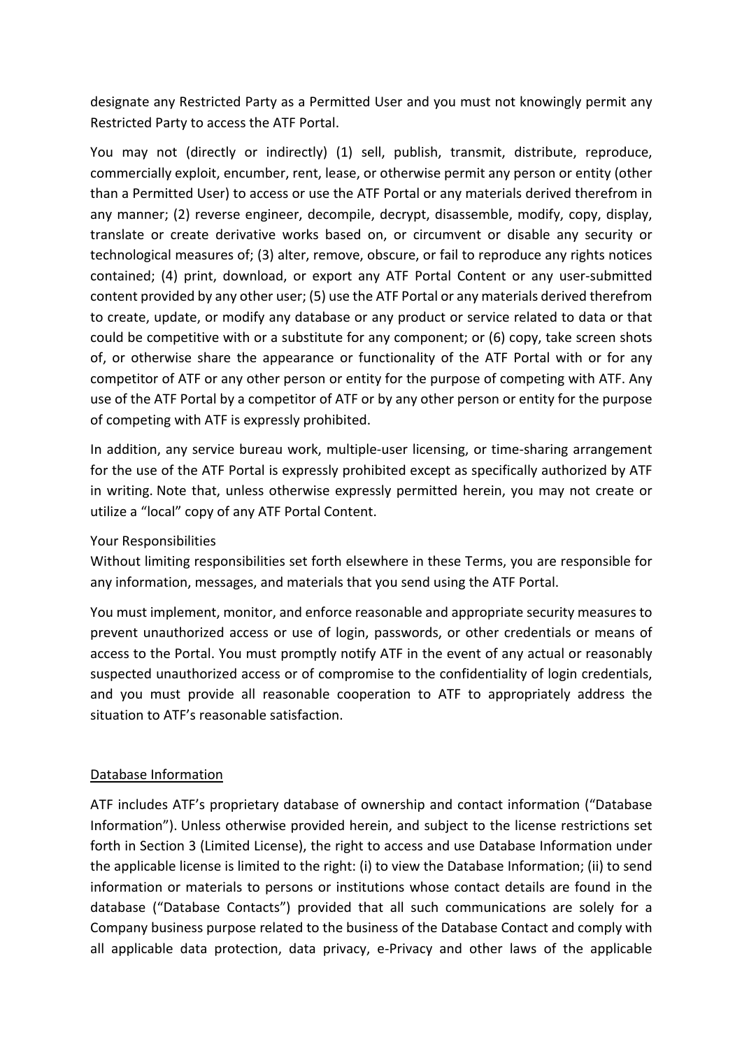designate any Restricted Party as a Permitted User and you must not knowingly permit any Restricted Party to access the ATF Portal.

You may not (directly or indirectly) (1) sell, publish, transmit, distribute, reproduce, commercially exploit, encumber, rent, lease, or otherwise permit any person or entity (other than a Permitted User) to access or use the ATF Portal or any materials derived therefrom in any manner; (2) reverse engineer, decompile, decrypt, disassemble, modify, copy, display, translate or create derivative works based on, or circumvent or disable any security or technological measures of; (3) alter, remove, obscure, or fail to reproduce any rights notices contained; (4) print, download, or export any ATF Portal Content or any user-submitted content provided by any other user; (5) use the ATF Portal or any materials derived therefrom to create, update, or modify any database or any product or service related to data or that could be competitive with or a substitute for any component; or (6) copy, take screen shots of, or otherwise share the appearance or functionality of the ATF Portal with or for any competitor of ATF or any other person or entity for the purpose of competing with ATF. Any use of the ATF Portal by a competitor of ATF or by any other person or entity for the purpose of competing with ATF is expressly prohibited.

In addition, any service bureau work, multiple-user licensing, or time-sharing arrangement for the use of the ATF Portal is expressly prohibited except as specifically authorized by ATF in writing. Note that, unless otherwise expressly permitted herein, you may not create or utilize a "local" copy of any ATF Portal Content.

Your Responsibilities

Without limiting responsibilities set forth elsewhere in these Terms, you are responsible for any information, messages, and materials that you send using the ATF Portal.

You must implement, monitor, and enforce reasonable and appropriate security measures to prevent unauthorized access or use of login, passwords, or other credentials or means of access to the Portal. You must promptly notify ATF in the event of any actual or reasonably suspected unauthorized access or of compromise to the confidentiality of login credentials, and you must provide all reasonable cooperation to ATF to appropriately address the situation to ATF's reasonable satisfaction.

Database Information

ATF includes ATF's proprietary database of ownership and contact information ("Database Information"). Unless otherwise provided herein, and subject to the license restrictions set forth in Section 3 (Limited License), the right to access and use Database Information under the applicable license is limited to the right: (i) to view the Database Information; (ii) to send information or materials to persons or institutions whose contact details are found in the database ("Database Contacts") provided that all such communications are solely for a Company business purpose related to the business of the Database Contact and comply with all applicable data protection, data privacy, e-Privacy and other laws of the applicable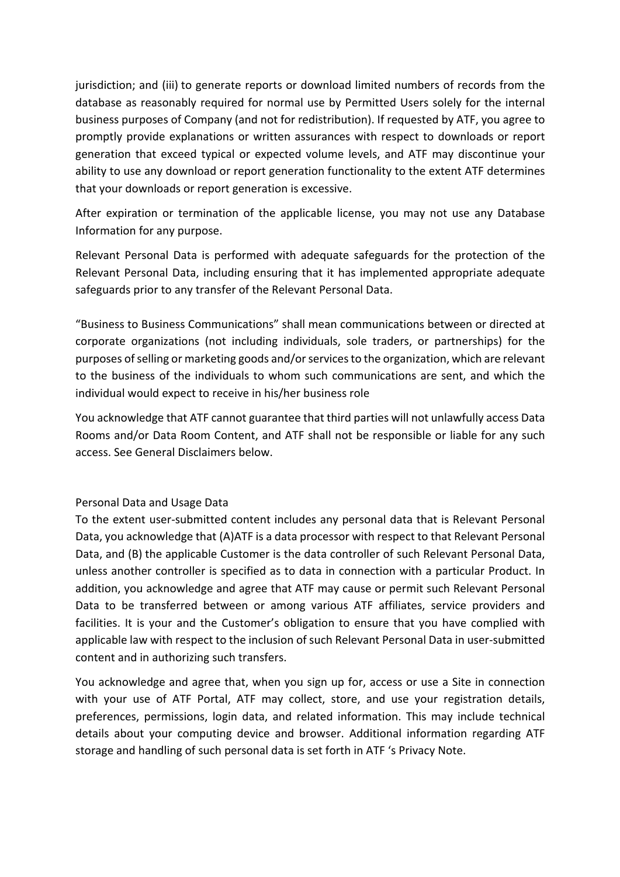jurisdiction; and (iii) to generate reports or download limited numbers of records from the database as reasonably required for normal use by Permitted Users solely for the internal business purposes of Company (and not for redistribution). If requested by ATF, you agree to promptly provide explanations or written assurances with respect to downloads or report generation that exceed typical or expected volume levels, and ATF may discontinue your ability to use any download or report generation functionality to the extent ATF determines that your downloads or report generation is excessive.

After expiration or termination of the applicable license, you may not use any Database Information for any purpose.

Relevant Personal Data is performed with adequate safeguards for the protection of the Relevant Personal Data, including ensuring that it has implemented appropriate adequate safeguards prior to any transfer of the Relevant Personal Data.

"Business to Business Communications" shall mean communications between or directed at corporate organizations (not including individuals, sole traders, or partnerships) for the purposes of selling or marketing goods and/or services to the organization, which are relevant to the business of the individuals to whom such communications are sent, and which the individual would expect to receive in his/her business role

You acknowledge that ATF cannot guarantee that third parties will not unlawfully access Data Rooms and/or Data Room Content, and ATF shall not be responsible or liable for any such access. See General Disclaimers below.

Personal Data and Usage Data

To the extent user-submitted content includes any personal data that is Relevant Personal Data, you acknowledge that (A)ATF is a data processor with respect to that Relevant Personal Data, and (B) the applicable Customer is the data controller of such Relevant Personal Data, unless another controller is specified as to data in connection with a particular Product. In addition, you acknowledge and agree that ATF may cause or permit such Relevant Personal Data to be transferred between or among various ATF affiliates, service providers and facilities. It is your and the Customer's obligation to ensure that you have complied with applicable law with respect to the inclusion of such Relevant Personal Data in user-submitted content and in authorizing such transfers.

You acknowledge and agree that, when you sign up for, access or use a Site in connection with your use of ATF Portal, ATF may collect, store, and use your registration details, preferences, permissions, login data, and related information. This may include technical details about your computing device and browser. Additional information regarding ATF storage and handling of such personal data is set forth in ATF 's Privacy Note.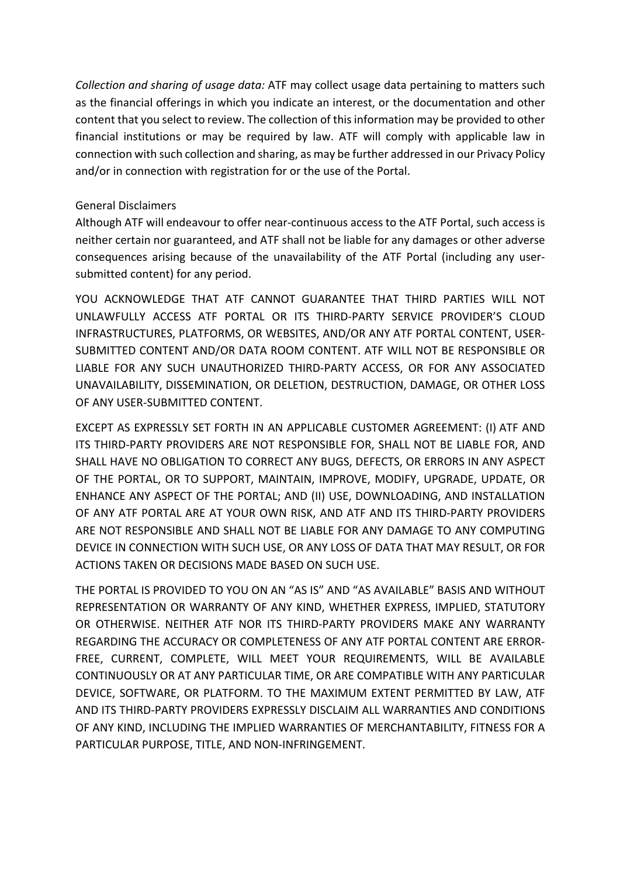*Collection and sharing of usage data:* ATF may collect usage data pertaining to matters such as the financial offerings in which you indicate an interest, or the documentation and other content that you select to review. The collection of this information may be provided to other financial institutions or may be required by law. ATF will comply with applicable law in connection with such collection and sharing, as may be further addressed in our Privacy Policy and/or in connection with registration for or the use of the Portal.

## General Disclaimers

Although ATF will endeavour to offer near-continuous access to the ATF Portal, such access is neither certain nor guaranteed, and ATF shall not be liable for any damages or other adverse consequences arising because of the unavailability of the ATF Portal (including any user-submitted content) for any period.

YOU ACKNOWLEDGE THAT ATF CANNOT GUARANTEE THAT THIRD PARTIES WILL NOT UNLAWFULLY ACCESS ATF PORTAL OR ITS THIRD-PARTY SERVICE PROVIDER'S CLOUD INFRASTRUCTURES, PLATFORMS, OR WEBSITES, AND/OR ANY ATF PORTAL CONTENT, USER-SUBMITTED CONTENT AND/OR DATA ROOM CONTENT. ATF WILL NOT BE RESPONSIBLE OR LIABLE FOR ANY SUCH UNAUTHORIZED THIRD-PARTY ACCESS, OR FOR ANY ASSOCIATED UNAVAILABILITY, DISSEMINATION, OR DELETION, DESTRUCTION, DAMAGE, OR OTHER LOSS OF ANY USER-SUBMITTED CONTENT.

EXCEPT AS EXPRESSLY SET FORTH IN AN APPLICABLE CUSTOMER AGREEMENT: (I) ATF AND ITS THIRD-PARTY PROVIDERS ARE NOT RESPONSIBLE FOR, SHALL NOT BE LIABLE FOR, AND SHALL HAVE NO OBLIGATION TO CORRECT ANY BUGS, DEFECTS, OR ERRORS IN ANY ASPECT OF THE PORTAL, OR TO SUPPORT, MAINTAIN, IMPROVE, MODIFY, UPGRADE, UPDATE, OR ENHANCE ANY ASPECT OF THE PORTAL; AND (II) USE, DOWNLOADING, AND INSTALLATION OF ANY ATF PORTAL ARE AT YOUR OWN RISK, AND ATF AND ITS THIRD-PARTY PROVIDERS ARE NOT RESPONSIBLE AND SHALL NOT BE LIABLE FOR ANY DAMAGE TO ANY COMPUTING DEVICE IN CONNECTION WITH SUCH USE, OR ANY LOSS OF DATA THAT MAY RESULT, OR FOR ACTIONS TAKEN OR DECISIONS MADE BASED ON SUCH USE.

THE PORTAL IS PROVIDED TO YOU ON AN "AS IS" AND "AS AVAILABLE" BASIS AND WITHOUT REPRESENTATION OR WARRANTY OF ANY KIND, WHETHER EXPRESS, IMPLIED, STATUTORY OR OTHERWISE. NEITHER ATF NOR ITS THIRD-PARTY PROVIDERS MAKE ANY WARRANTY REGARDING THE ACCURACY OR COMPLETENESS OF ANY ATF PORTAL CONTENT ARE ERROR-FREE, CURRENT, COMPLETE, WILL MEET YOUR REQUIREMENTS, WILL BE AVAILABLE CONTINUOUSLY OR AT ANY PARTICULAR TIME, OR ARE COMPATIBLE WITH ANY PARTICULAR DEVICE, SOFTWARE, OR PLATFORM. TO THE MAXIMUM EXTENT PERMITTED BY LAW, ATF AND ITS THIRD-PARTY PROVIDERS EXPRESSLY DISCLAIM ALL WARRANTIES AND CONDITIONS OF ANY KIND, INCLUDING THE IMPLIED WARRANTIES OF MERCHANTABILITY, FITNESS FOR A PARTICULAR PURPOSE, TITLE, AND NON-INFRINGEMENT.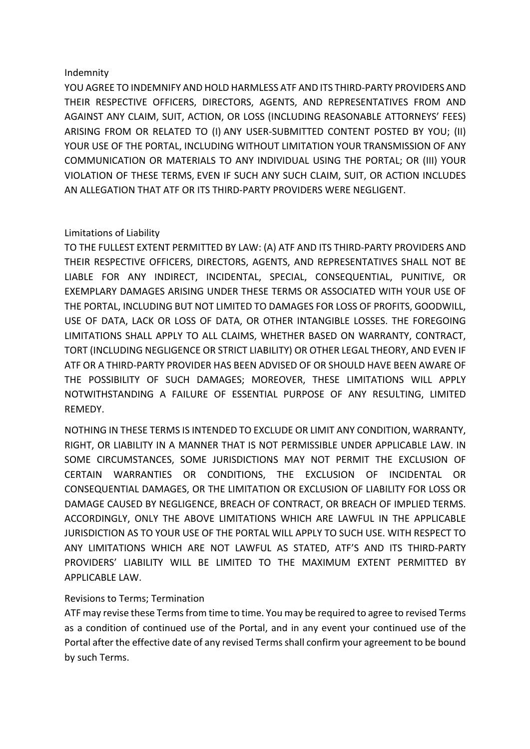## Indemnity

YOU AGREE TO INDEMNIFY AND HOLD HARMLESS ATF AND ITS THIRD-PARTY PROVIDERS AND THEIR RESPECTIVE OFFICERS, DIRECTORS, AGENTS, AND REPRESENTATIVES FROM AND AGAINST ANY CLAIM, SUIT, ACTION, OR LOSS (INCLUDING REASONABLE ATTORNEYS' FEES) ARISING FROM OR RELATED TO (I) ANY USER-SUBMITTED CONTENT POSTED BY YOU; (II) YOUR USE OF THE PORTAL, INCLUDING WITHOUT LIMITATION YOUR TRANSMISSION OF ANY COMMUNICATION OR MATERIALS TO ANY INDIVIDUAL USING THE PORTAL; OR (III) YOUR VIOLATION OF THESE TERMS, EVEN IF SUCH ANY SUCH CLAIM, SUIT, OR ACTION INCLUDES AN ALLEGATION THAT ATF OR ITS THIRD-PARTY PROVIDERS WERE NEGLIGENT.

## Limitations of Liability

TO THE FULLEST EXTENT PERMITTED BY LAW: (A) ATF AND ITS THIRD-PARTY PROVIDERS AND THEIR RESPECTIVE OFFICERS, DIRECTORS, AGENTS, AND REPRESENTATIVES SHALL NOT BE LIABLE FOR ANY INDIRECT, INCIDENTAL, SPECIAL, CONSEQUENTIAL, PUNITIVE, OR EXEMPLARY DAMAGES ARISING UNDER THESE TERMS OR ASSOCIATED WITH YOUR USE OF THE PORTAL, INCLUDING BUT NOT LIMITED TO DAMAGES FOR LOSS OF PROFITS, GOODWILL, USE OF DATA, LACK OR LOSS OF DATA, OR OTHER INTANGIBLE LOSSES. THE FOREGOING LIMITATIONS SHALL APPLY TO ALL CLAIMS, WHETHER BASED ON WARRANTY, CONTRACT, TORT (INCLUDING NEGLIGENCE OR STRICT LIABILITY) OR OTHER LEGAL THEORY, AND EVEN IF ATF OR A THIRD-PARTY PROVIDER HAS BEEN ADVISED OF OR SHOULD HAVE BEEN AWARE OF THE POSSIBILITY OF SUCH DAMAGES; MOREOVER, THESE LIMITATIONS WILL APPLY NOTWITHSTANDING A FAILURE OF ESSENTIAL PURPOSE OF ANY RESULTING, LIMITED REMEDY.

NOTHING IN THESE TERMS IS INTENDED TO EXCLUDE OR LIMIT ANY CONDITION, WARRANTY, RIGHT, OR LIABILITY IN A MANNER THAT IS NOT PERMISSIBLE UNDER APPLICABLE LAW. IN SOME CIRCUMSTANCES, SOME JURISDICTIONS MAY NOT PERMIT THE EXCLUSION OF CERTAIN WARRANTIES OR CONDITIONS, THE EXCLUSION OF INCIDENTAL OR CONSEQUENTIAL DAMAGES, OR THE LIMITATION OR EXCLUSION OF LIABILITY FOR LOSS OR DAMAGE CAUSED BY NEGLIGENCE, BREACH OF CONTRACT, OR BREACH OF IMPLIED TERMS. ACCORDINGLY, ONLY THE ABOVE LIMITATIONS WHICH ARE LAWFUL IN THE APPLICABLE JURISDICTION AS TO YOUR USE OF THE PORTAL WILL APPLY TO SUCH USE. WITH RESPECT TO ANY LIMITATIONS WHICH ARE NOT LAWFUL AS STATED, ATF'S AND ITS THIRD-PARTY PROVIDERS' LIABILITY WILL BE LIMITED TO THE MAXIMUM EXTENT PERMITTED BY APPLICABLE LAW.

## Revisions to Terms; Termination

ATF may revise these Terms from time to time. You may be required to agree to revised Terms as a condition of continued use of the Portal, and in any event your continued use of the Portal after the effective date of any revised Terms shall confirm your agreement to be bound by such Terms.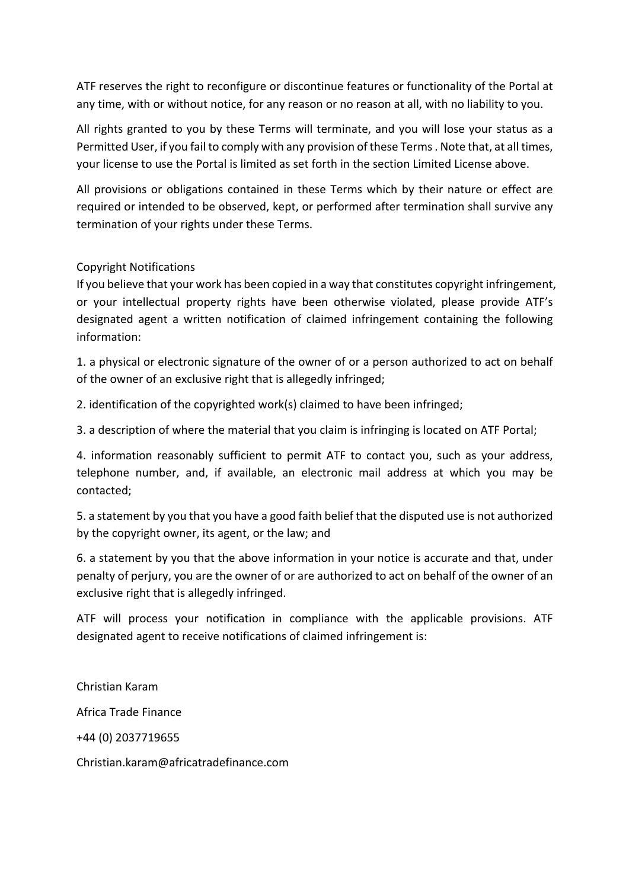ATF reserves the right to reconfigure or discontinue features or functionality of the Portal at any time, with or without notice, for any reason or no reason at all, with no liability to you.

All rights granted to you by these Terms will terminate, and you will lose your status as a Permitted User, if you fail to comply with any provision of these Terms . Note that, at all times, your license to use the Portal is limited as set forth in the section Limited License above.

All provisions or obligations contained in these Terms which by their nature or effect are required or intended to be observed, kept, or performed after termination shall survive any termination of your rights under these Terms.

## Copyright Notifications

If you believe that your work has been copied in a way that constitutes copyright infringement, or your intellectual property rights have been otherwise violated, please provide ATF's designated agent a written notification of claimed infringement containing the following information:

1. a physical or electronic signature of the owner of or a person authorized to act on behalf of the owner of an exclusive right that is allegedly infringed;

2. identification of the copyrighted work(s) claimed to have been infringed;

3. a description of where the material that you claim is infringing is located on ATF Portal;

4. information reasonably sufficient to permit ATF to contact you, such as your address, telephone number, and, if available, an electronic mail address at which you may be contacted;

5. a statement by you that you have a good faith belief that the disputed use is not authorized by the copyright owner, its agent, or the law; and

6. a statement by you that the above information in your notice is accurate and that, under penalty of perjury, you are the owner of or are authorized to act on behalf of the owner of an exclusive right that is allegedly infringed.

ATF will process your notification in compliance with the applicable provisions. ATF designated agent to receive notifications of claimed infringement is:

Christian Karam

Africa Trade Finance

+44 (0) 2037719655

Christian.karam@africatradefinance.com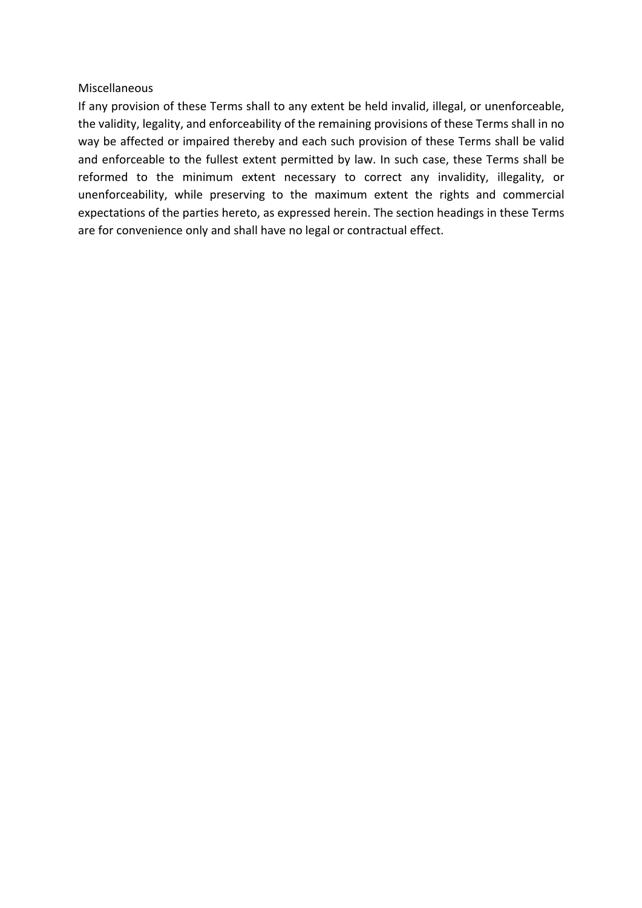## Miscellaneous

If any provision of these Terms shall to any extent be held invalid, illegal, or unenforceable, the validity, legality, and enforceability of the remaining provisions of these Terms shall in no way be affected or impaired thereby and each such provision of these Terms shall be valid and enforceable to the fullest extent permitted by law. In such case, these Terms shall be reformed to the minimum extent necessary to correct any invalidity, illegality, or unenforceability, while preserving to the maximum extent the rights and commercial expectations of the parties hereto, as expressed herein. The section headings in these Terms are for convenience only and shall have no legal or contractual effect.